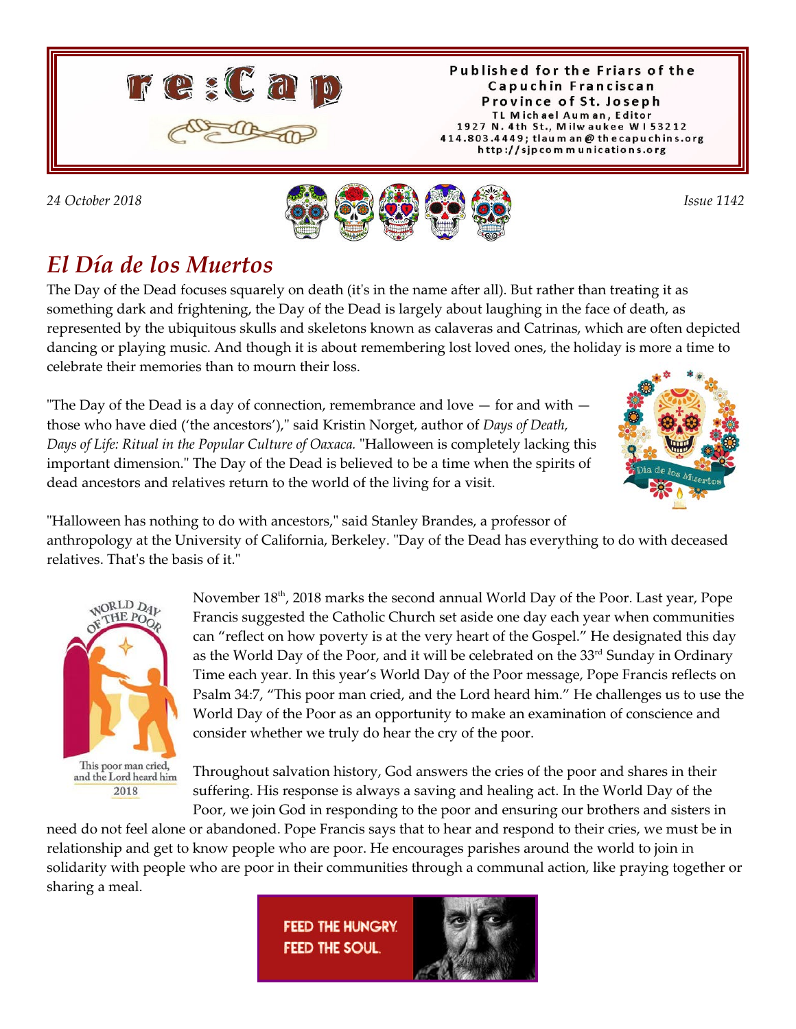# re:Cap

Published for the Friars of the Capuchin Franciscan Province of St. Joseph
TL Michael Auman, Editor
1927 N. 4th St., Milwaukee WI 53212
414.803.4449; tlauman@thecapuchins.org
http://sjpcommunications.org

*24 October 2018*

*Issue 1142*

## *El Día de los Muertos*

The Day of the Dead focuses squarely on death (it's in the name after all). But rather than treating it as something dark and frightening, the Day of the Dead is largely about laughing in the face of death, as represented by the ubiquitous skulls and skeletons known as calaveras and Catrinas, which are often depicted dancing or playing music. And though it is about remembering lost loved ones, the holiday is more a time to celebrate their memories than to mourn their loss.

"The Day of the Dead is a day of connection, remembrance and love — for and with — those who have died ('the ancestors')," said Kristin Norget, author of *Days of Death, Days of Life: Ritual in the Popular Culture of Oaxaca.* "Halloween is completely lacking this important dimension." The Day of the Dead is believed to be a time when the spirits of dead ancestors and relatives return to the world of the living for a visit.

"Halloween has nothing to do with ancestors," said Stanley Brandes, a professor of anthropology at the University of California, Berkeley. "Day of the Dead has everything to do with deceased relatives. That's the basis of it."

November 18th, 2018 marks the second annual World Day of the Poor. Last year, Pope Francis suggested the Catholic Church set aside one day each year when communities can "reflect on how poverty is at the very heart of the Gospel." He designated this day as the World Day of the Poor, and it will be celebrated on the 33rd Sunday in Ordinary Time each year. In this year's World Day of the Poor message, Pope Francis reflects on Psalm 34:7, "This poor man cried, and the Lord heard him." He challenges us to use the World Day of the Poor as an opportunity to make an examination of conscience and consider whether we truly do hear the cry of the poor.

Throughout salvation history, God answers the cries of the poor and shares in their suffering. His response is always a saving and healing act. In the World Day of the Poor, we join God in responding to the poor and ensuring our brothers and sisters in need do not feel alone or abandoned. Pope Francis says that to hear and respond to their cries, we must be in relationship and get to know people who are poor. He encourages parishes around the world to join in solidarity with people who are poor in their communities through a communal action, like praying together or sharing a meal.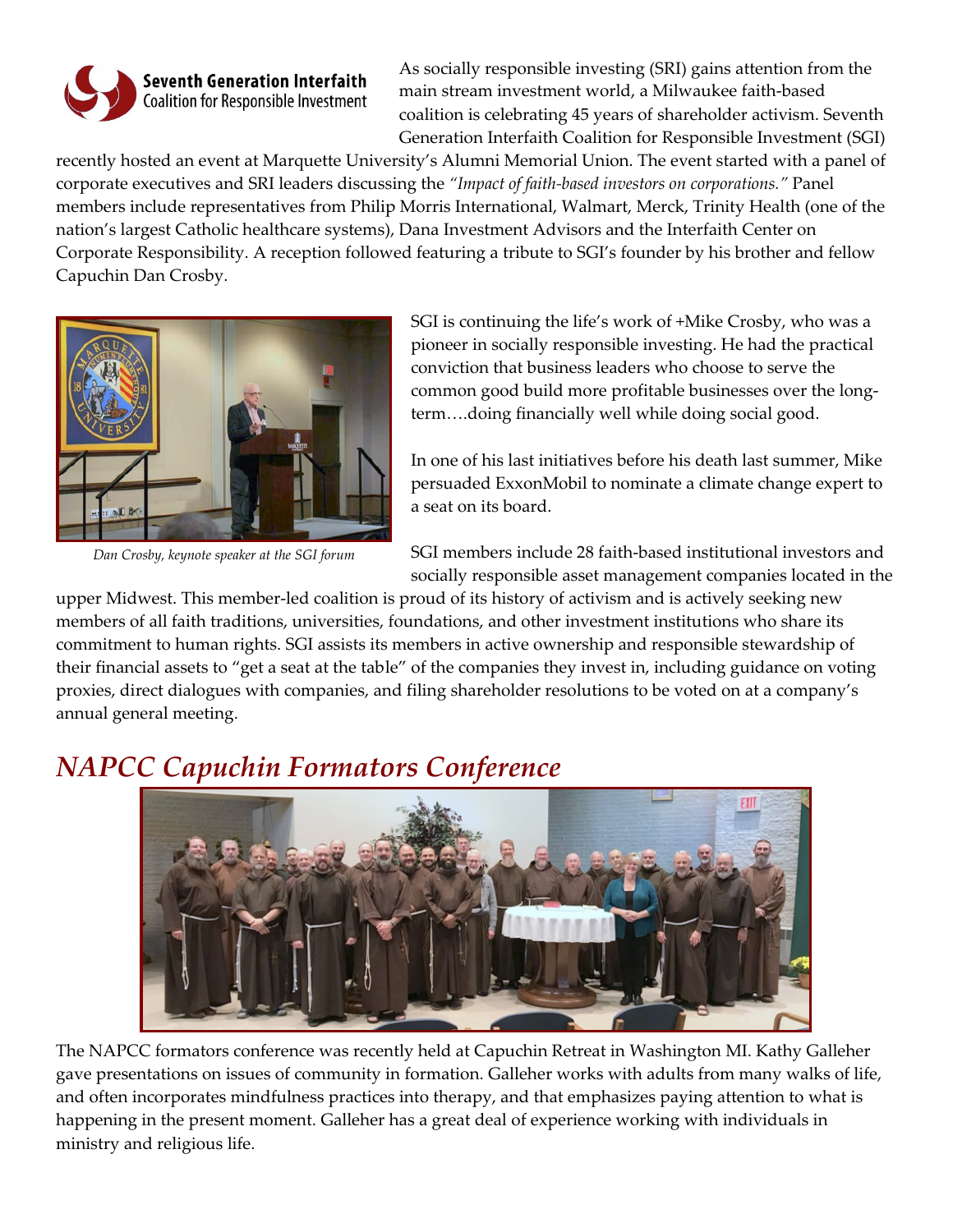**Seventh Generation Interfaith Coalition for Responsible Investment**

As socially responsible investing (SRI) gains attention from the main stream investment world, a Milwaukee faith-based coalition is celebrating 45 years of shareholder activism. Seventh Generation Interfaith Coalition for Responsible Investment (SGI) recently hosted an event at Marquette University's Alumni Memorial Union. The event started with a panel of corporate executives and SRI leaders discussing the *"Impact of faith-based investors on corporations."* Panel members include representatives from Philip Morris International, Walmart, Merck, Trinity Health (one of the nation's largest Catholic healthcare systems), Dana Investment Advisors and the Interfaith Center on Corporate Responsibility. A reception followed featuring a tribute to SGI's founder by his brother and fellow Capuchin Dan Crosby.

*Dan Crosby, keynote speaker at the SGI forum*

SGI is continuing the life's work of +Mike Crosby, who was a pioneer in socially responsible investing. He had the practical conviction that business leaders who choose to serve the common good build more profitable businesses over the long-term….doing financially well while doing social good.

In one of his last initiatives before his death last summer, Mike persuaded ExxonMobil to nominate a climate change expert to a seat on its board.

SGI members include 28 faith-based institutional investors and socially responsible asset management companies located in the upper Midwest. This member-led coalition is proud of its history of activism and is actively seeking new members of all faith traditions, universities, foundations, and other investment institutions who share its commitment to human rights. SGI assists its members in active ownership and responsible stewardship of their financial assets to "get a seat at the table" of the companies they invest in, including guidance on voting proxies, direct dialogues with companies, and filing shareholder resolutions to be voted on at a company's annual general meeting.

## *NAPCC Capuchin Formators Conference*

The NAPCC formators conference was recently held at Capuchin Retreat in Washington MI. Kathy Galleher gave presentations on issues of community in formation. Galleher works with adults from many walks of life, and often incorporates mindfulness practices into therapy, and that emphasizes paying attention to what is happening in the present moment. Galleher has a great deal of experience working with individuals in ministry and religious life.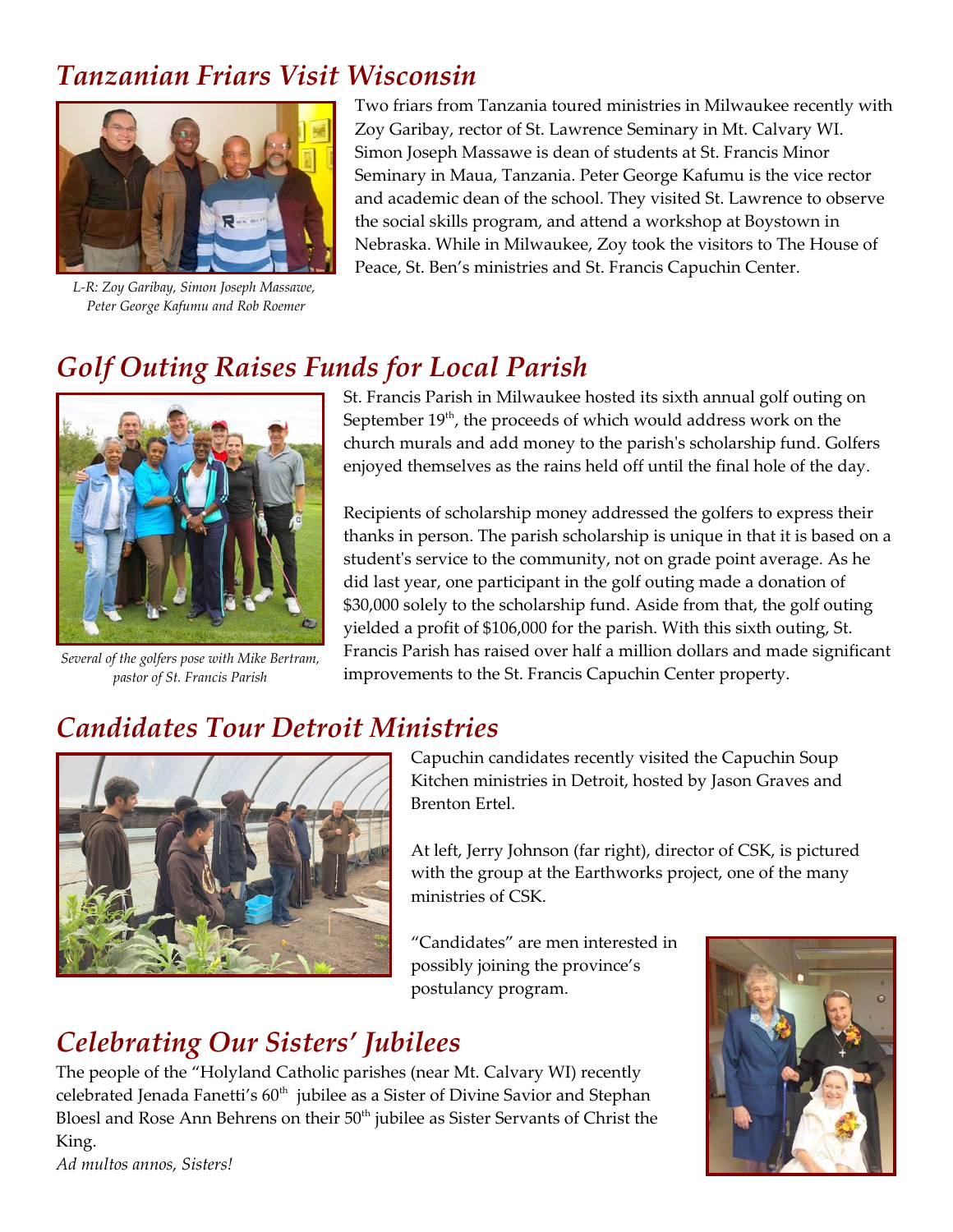## *Tanzanian Friars Visit Wisconsin*

*L-R: Zoy Garibay, Simon Joseph Massawe, Peter George Kafumu and Rob Roemer*

Two friars from Tanzania toured ministries in Milwaukee recently with Zoy Garibay, rector of St. Lawrence Seminary in Mt. Calvary WI. Simon Joseph Massawe is dean of students at St. Francis Minor Seminary in Maua, Tanzania. Peter George Kafumu is the vice rector and academic dean of the school. They visited St. Lawrence to observe the social skills program, and attend a workshop at Boystown in Nebraska. While in Milwaukee, Zoy took the visitors to The House of Peace, St. Ben's ministries and St. Francis Capuchin Center.

## *Golf Outing Raises Funds for Local Parish*

*Several of the golfers pose with Mike Bertram, pastor of St. Francis Parish*

St. Francis Parish in Milwaukee hosted its sixth annual golf outing on September 19th, the proceeds of which would address work on the church murals and add money to the parish's scholarship fund. Golfers enjoyed themselves as the rains held off until the final hole of the day.

Recipients of scholarship money addressed the golfers to express their thanks in person. The parish scholarship is unique in that it is based on a student's service to the community, not on grade point average. As he did last year, one participant in the golf outing made a donation of $30,000 solely to the scholarship fund. Aside from that, the golf outing yielded a profit of $106,000 for the parish. With this sixth outing, St. Francis Parish has raised over half a million dollars and made significant improvements to the St. Francis Capuchin Center property.

## *Candidates Tour Detroit Ministries*

Capuchin candidates recently visited the Capuchin Soup Kitchen ministries in Detroit, hosted by Jason Graves and Brenton Ertel.

At left, Jerry Johnson (far right), director of CSK, is pictured with the group at the Earthworks project, one of the many ministries of CSK.

"Candidates" are men interested in possibly joining the province's postulancy program.

## *Celebrating Our Sisters' Jubilees*

The people of the "Holyland Catholic parishes (near Mt. Calvary WI) recently celebrated Jenada Fanetti's 60th jubilee as a Sister of Divine Savior and Stephan Bloesl and Rose Ann Behrens on their 50th jubilee as Sister Servants of Christ the King.

*Ad multos annos, Sisters!*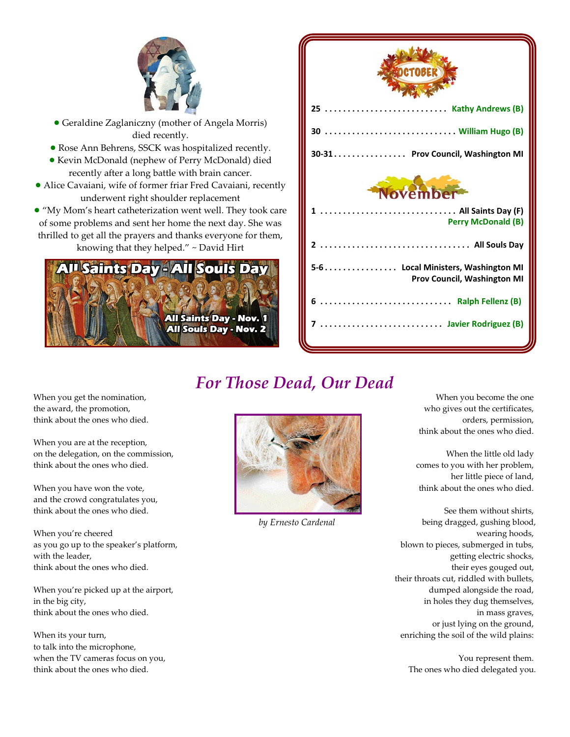- Geraldine Zaglaniczny (mother of Angela Morris) died recently.
- Rose Ann Behrens, SSCK was hospitalized recently.
- Kevin McDonald (nephew of Perry McDonald) died recently after a long battle with brain cancer.
- Alice Cavaiani, wife of former friar Fred Cavaiani, recently underwent right shoulder replacement
- "My Mom's heart catheterization went well. They took care of some problems and sent her home the next day. She was thrilled to get all the prayers and thanks everyone for them, knowing that they helped." ~ David Hirt

All Saints Day - All Souls Day

All Saints Day - Nov. 1
All Souls Day - Nov. 2

## OCTOBER

| | |
|---|---|
| 25 | Kathy Andrews (B) |
| 30 | William Hugo (B) |
| 30-31 | Prov Council, Washington MI |

## November

| | |
|---|---|
| 1 | All Saints Day (F)<br>Perry McDonald (B) |
| 2 | All Souls Day |
| 5-6 | Local Ministers, Washington MI<br>Prov Council, Washington MI |
| 6 | Ralph Fellenz (B) |
| 7 | Javier Rodriguez (B) |

## *For Those Dead, Our Dead*

*by Ernesto Cardenal*

When you get the nomination,
the award, the promotion,
think about the ones who died.

When you are at the reception,
on the delegation, on the commission,
think about the ones who died.

When you have won the vote,
and the crowd congratulates you,
think about the ones who died.

When you're cheered
as you go up to the speaker's platform,
with the leader,
think about the ones who died.

When you're picked up at the airport,
in the big city,
think about the ones who died.

When its your turn,
to talk into the microphone,
when the TV cameras focus on you,
think about the ones who died.

When you become the one
who gives out the certificates,
orders, permission,
think about the ones who died.

When the little old lady
comes to you with her problem,
her little piece of land,
think about the ones who died.

See them without shirts,
being dragged, gushing blood,
wearing hoods,
blown to pieces, submerged in tubs,
getting electric shocks,
their eyes gouged out,
their throats cut, riddled with bullets,
dumped alongside the road,
in holes they dug themselves,
in mass graves,
or just lying on the ground,
enriching the soil of the wild plains:

You represent them.
The ones who died delegated you.